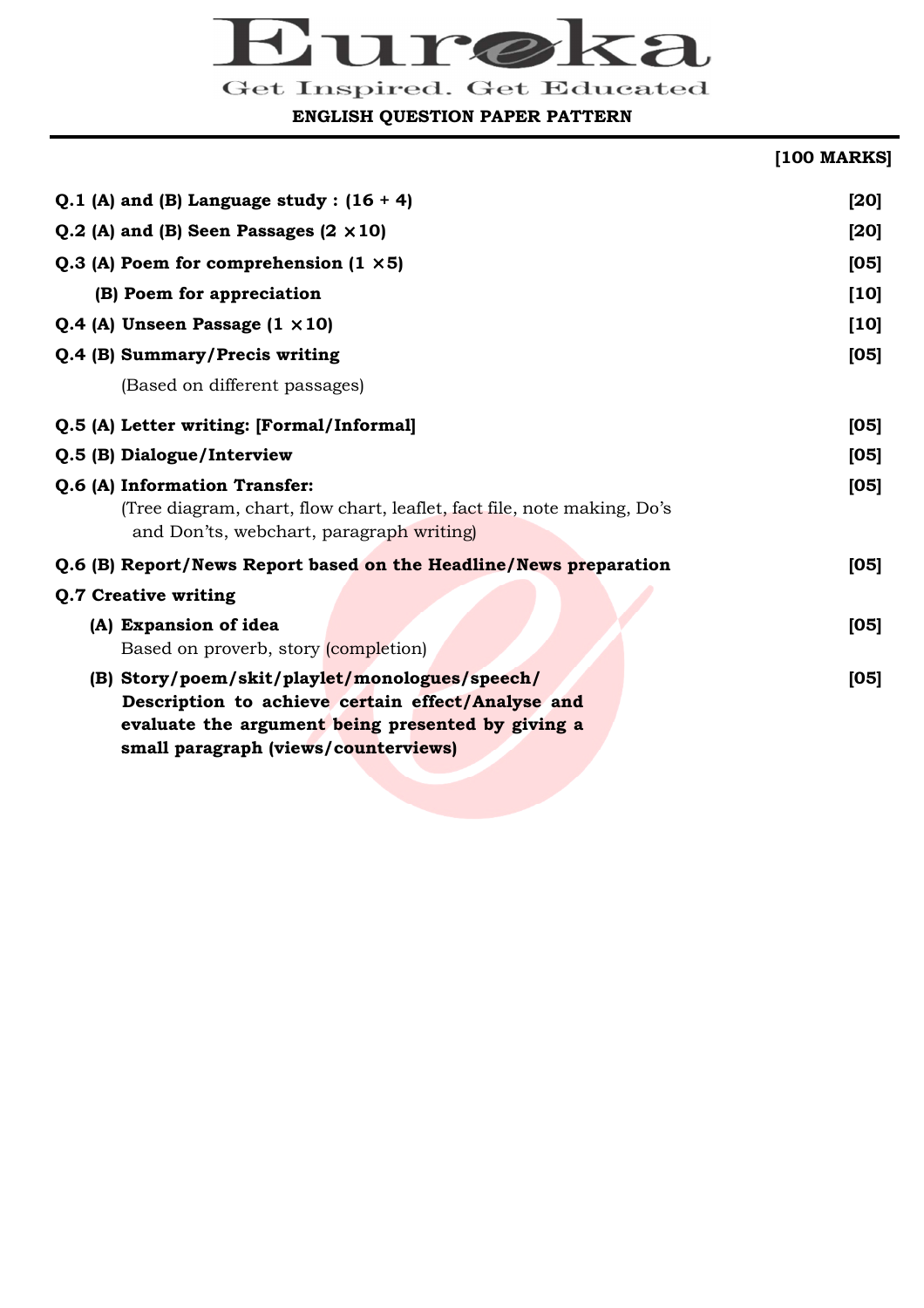# Eureka

Get Inspired. Get Educated

## ENGLISH QUESTION PAPER PATTERN

**[100 MARKS]**

| | |
|---|---|
| **Q.1 (A) and (B) Language study : (16 + 4)** | **[20]** |
| **Q.2 (A) and (B) Seen Passages (2 × 10)** | **[20]** |
| **Q.3 (A) Poem for comprehension (1 × 5)** | **[05]** |
| **(B) Poem for appreciation** | **[10]** |
| **Q.4 (A) Unseen Passage (1 × 10)** | **[10]** |
| **Q.4 (B) Summary/Precis writing** (Based on different passages) | **[05]** |
| **Q.5 (A) Letter writing: [Formal/Informal]** | **[05]** |
| **Q.5 (B) Dialogue/Interview** | **[05]** |
| **Q.6 (A) Information Transfer:** (Tree diagram, chart, flow chart, leaflet, fact file, note making, Do's and Don'ts, webchart, paragraph writing) | **[05]** |
| **Q.6 (B) Report/News Report based on the Headline/News preparation** | **[05]** |
| **Q.7 Creative writing** | |
| **(A) Expansion of idea** Based on proverb, story (completion) | **[05]** |
| **(B) Story/poem/skit/playlet/monologues/speech/ Description to achieve certain effect/Analyse and evaluate the argument being presented by giving a small paragraph (views/counterviews)** | **[05]** |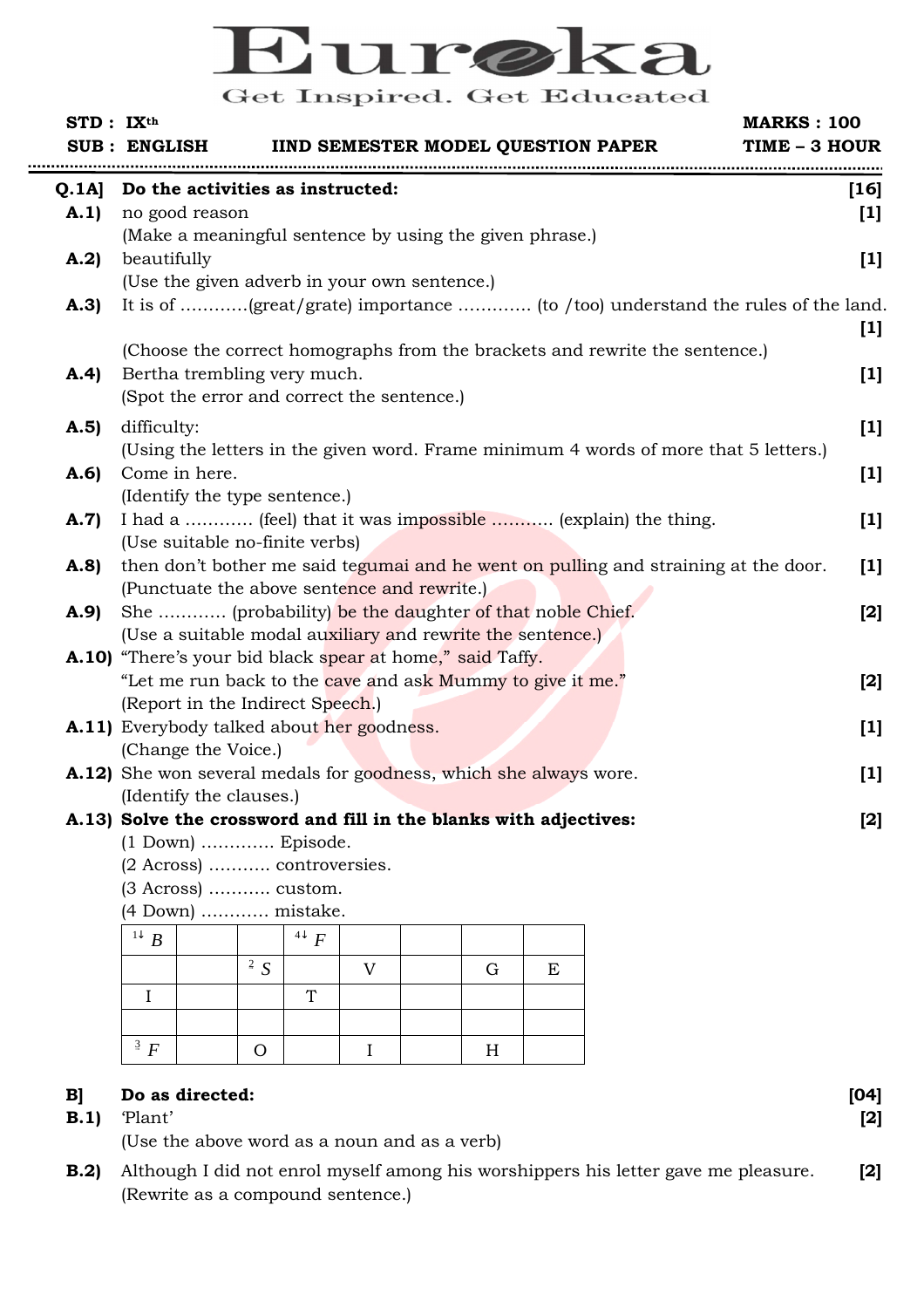# Eureka

Get Inspired. Get Educated

**STD : IXth** **MARKS : 100**

**SUB : ENGLISH** **IIND SEMESTER MODEL QUESTION PAPER** **TIME – 3 HOUR**

---

**Q.1A] Do the activities as instructed:** **[16]**

**A.1)** no good reason **[1]**
(Make a meaningful sentence by using the given phrase.)

**A.2)** beautifully **[1]**
(Use the given adverb in your own sentence.)

**A.3)** It is of …………(great/grate) importance …………. (to /too) understand the rules of the land. **[1]**
(Choose the correct homographs from the brackets and rewrite the sentence.)

**A.4)** Bertha trembling very much. **[1]**
(Spot the error and correct the sentence.)

**A.5)** difficulty: **[1]**
(Using the letters in the given word. Frame minimum 4 words of more that 5 letters.)

**A.6)** Come in here. **[1]**
(Identify the type sentence.)

**A.7)** I had a ………… (feel) that it was impossible ……….. (explain) the thing. **[1]**
(Use suitable no-finite verbs)

**A.8)** then don't bother me said tegumai and he went on pulling and straining at the door. **[1]**
(Punctuate the above sentence and rewrite.)

**A.9)** She ………… (probability) be the daughter of that noble Chief. **[2]**
(Use a suitable modal auxiliary and rewrite the sentence.)

**A.10)** "There's your bid black spear at home," said Taffy.
"Let me run back to the cave and ask Mummy to give it me." **[2]**
(Report in the Indirect Speech.)

**A.11)** Everybody talked about her goodness. **[1]**
(Change the Voice.)

**A.12)** She won several medals for goodness, which she always wore. **[1]**
(Identify the clauses.)

**A.13) Solve the crossword and fill in the blanks with adjectives:** **[2]**
(1 Down) …………. Episode.
(2 Across) ……….. controversies.
(3 Across) ……….. custom.
(4 Down) ………… mistake.

| 1↓ B | | | 4↓ F | | | | |
|---|---|---|---|---|---|---|---|
| | | 2 S | | V | | G | E |
| I | | | T | | | | |
| | | | | | | | |
| 3 F | | O | | I | | H | |

**B] Do as directed:** **[04]**

**B.1)** 'Plant' **[2]**
(Use the above word as a noun and as a verb)

**B.2)** Although I did not enrol myself among his worshippers his letter gave me pleasure. **[2]**
(Rewrite as a compound sentence.)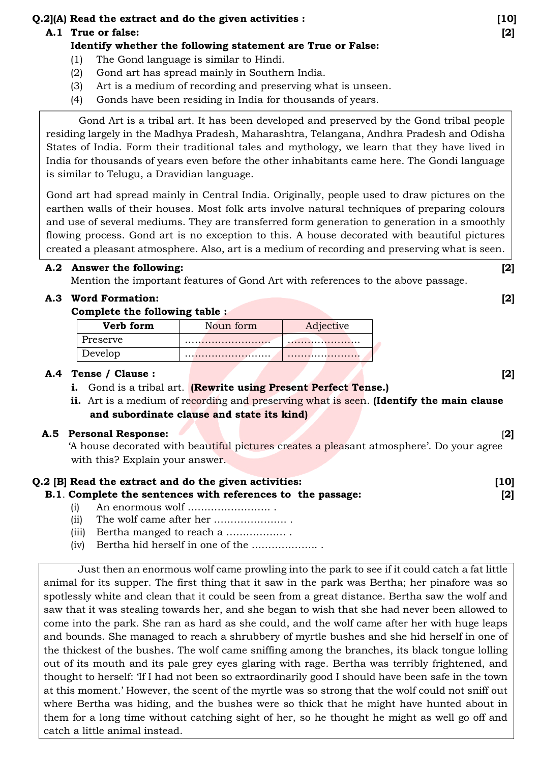**Q.2](A) Read the extract and do the given activities : [10]**

**A.1 True or false: [2]**

**Identify whether the following statement are True or False:**

(1) The Gond language is similar to Hindi.
(2) Gond art has spread mainly in Southern India.
(3) Art is a medium of recording and preserving what is unseen.
(4) Gonds have been residing in India for thousands of years.

> Gond Art is a tribal art. It has been developed and preserved by the Gond tribal people residing largely in the Madhya Pradesh, Maharashtra, Telangana, Andhra Pradesh and Odisha States of India. Form their traditional tales and mythology, we learn that they have lived in India for thousands of years even before the other inhabitants came here. The Gondi language is similar to Telugu, a Dravidian language.
>
> Gond art had spread mainly in Central India. Originally, people used to draw pictures on the earthen walls of their houses. Most folk arts involve natural techniques of preparing colours and use of several mediums. They are transferred form generation to generation in a smoothly flowing process. Gond art is no exception to this. A house decorated with beautiful pictures created a pleasant atmosphere. Also, art is a medium of recording and preserving what is seen.

**A.2 Answer the following: [2]**

Mention the important features of Gond Art with references to the above passage.

**A.3 Word Formation: [2]**

**Complete the following table :**

| **Verb form** | Noun form | Adjective |
|---|---|---|
| Preserve | ........................ | ..................... |
| Develop | ........................ | ..................... |

**A.4 Tense / Clause : [2]**

**i.** Gond is a tribal art. **(Rewrite using Present Perfect Tense.)**

**ii.** Art is a medium of recording and preserving what is seen. **(Identify the main clause and subordinate clause and state its kind)**

**A.5 Personal Response: [2]**

'A house decorated with beautiful pictures creates a pleasant atmosphere'. Do your agree with this? Explain your answer.

**Q.2 [B] Read the extract and do the given activities: [10]**

**B.1. Complete the sentences with references to the passage: [2]**

(i) An enormous wolf ........................ .
(ii) The wolf came after her ...................... .
(iii) Bertha manged to reach a .................. .
(iv) Bertha hid herself in one of the .................... .

> Just then an enormous wolf came prowling into the park to see if it could catch a fat little animal for its supper. The first thing that it saw in the park was Bertha; her pinafore was so spotlessly white and clean that it could be seen from a great distance. Bertha saw the wolf and saw that it was stealing towards her, and she began to wish that she had never been allowed to come into the park. She ran as hard as she could, and the wolf came after her with huge leaps and bounds. She managed to reach a shrubbery of myrtle bushes and she hid herself in one of the thickest of the bushes. The wolf came sniffing among the branches, its black tongue lolling out of its mouth and its pale grey eyes glaring with rage. Bertha was terribly frightened, and thought to herself: 'If I had not been so extraordinarily good I should have been safe in the town at this moment.' However, the scent of the myrtle was so strong that the wolf could not sniff out where Bertha was hiding, and the bushes were so thick that he might have hunted about in them for a long time without catching sight of her, so he thought he might as well go off and catch a little animal instead.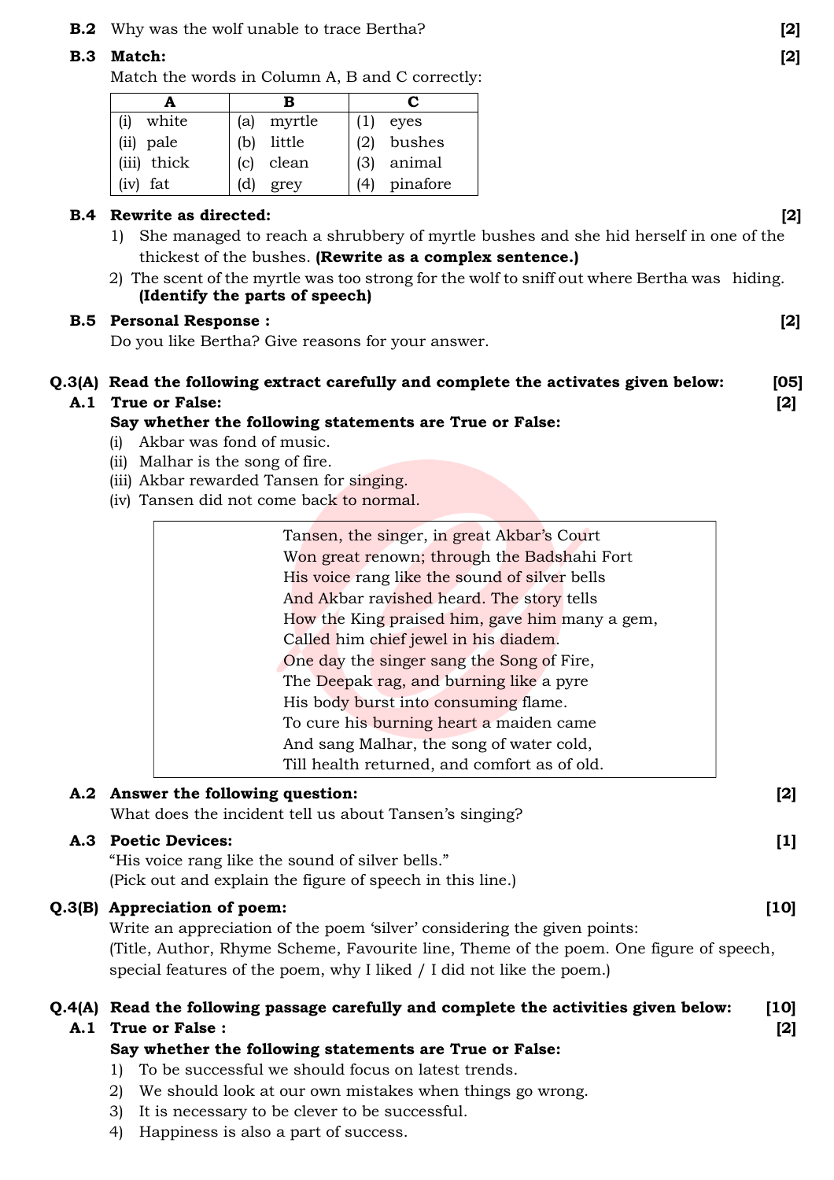**B.2** Why was the wolf unable to trace Bertha? **[2]**

**B.3 Match:** **[2]**

Match the words in Column A, B and C correctly:

| A | B | C |
|---|---|---|
| (i) white | (a) myrtle | (1) eyes |
| (ii) pale | (b) little | (2) bushes |
| (iii) thick | (c) clean | (3) animal |
| (iv) fat | (d) grey | (4) pinafore |

**B.4 Rewrite as directed:** **[2]**

1) She managed to reach a shrubbery of myrtle bushes and she hid herself in one of the thickest of the bushes. **(Rewrite as a complex sentence.)**
2) The scent of the myrtle was too strong for the wolf to sniff out where Bertha was hiding. **(Identify the parts of speech)**

**B.5 Personal Response :** **[2]**

Do you like Bertha? Give reasons for your answer.

**Q.3(A) Read the following extract carefully and complete the activates given below:** **[05]**

**A.1 True or False:** **[2]**

**Say whether the following statements are True or False:**

(i) Akbar was fond of music.
(ii) Malhar is the song of fire.
(iii) Akbar rewarded Tansen for singing.
(iv) Tansen did not come back to normal.

> Tansen, the singer, in great Akbar's Court
> Won great renown; through the Badshahi Fort
> His voice rang like the sound of silver bells
> And Akbar ravished heard. The story tells
> How the King praised him, gave him many a gem,
> Called him chief jewel in his diadem.
> One day the singer sang the Song of Fire,
> The Deepak rag, and burning like a pyre
> His body burst into consuming flame.
> To cure his burning heart a maiden came
> And sang Malhar, the song of water cold,
> Till health returned, and comfort as of old.

**A.2 Answer the following question:** **[2]**

What does the incident tell us about Tansen's singing?

**A.3 Poetic Devices:** **[1]**

"His voice rang like the sound of silver bells."
(Pick out and explain the figure of speech in this line.)

**Q.3(B) Appreciation of poem:** **[10]**

Write an appreciation of the poem 'silver' considering the given points:
(Title, Author, Rhyme Scheme, Favourite line, Theme of the poem. One figure of speech, special features of the poem, why I liked / I did not like the poem.)

**Q.4(A) Read the following passage carefully and complete the activities given below:** **[10]**

**A.1 True or False :** **[2]**

**Say whether the following statements are True or False:**

1) To be successful we should focus on latest trends.
2) We should look at our own mistakes when things go wrong.
3) It is necessary to be clever to be successful.
4) Happiness is also a part of success.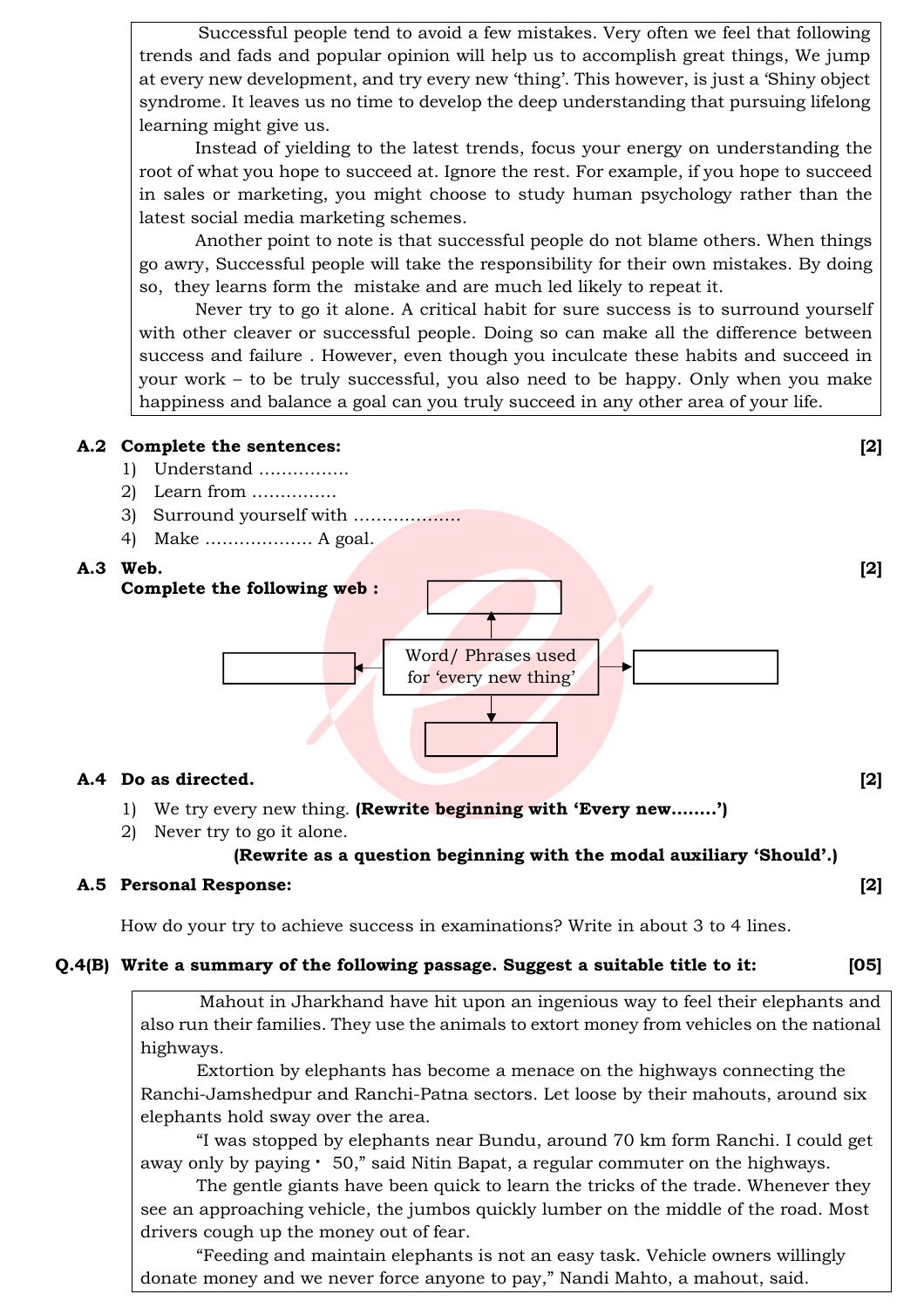Successful people tend to avoid a few mistakes. Very often we feel that following trends and fads and popular opinion will help us to accomplish great things, We jump at every new development, and try every new 'thing'. This however, is just a 'Shiny object syndrome. It leaves us no time to develop the deep understanding that pursuing lifelong learning might give us.

Instead of yielding to the latest trends, focus your energy on understanding the root of what you hope to succeed at. Ignore the rest. For example, if you hope to succeed in sales or marketing, you might choose to study human psychology rather than the latest social media marketing schemes.

Another point to note is that successful people do not blame others. When things go awry, Successful people will take the responsibility for their own mistakes. By doing so, they learns form the mistake and are much led likely to repeat it.

Never try to go it alone. A critical habit for sure success is to surround yourself with other cleaver or successful people. Doing so can make all the difference between success and failure . However, even though you inculcate these habits and succeed in your work – to be truly successful, you also need to be happy. Only when you make happiness and balance a goal can you truly succeed in any other area of your life.

**A.2 Complete the sentences:** **[2]**

1) Understand ................
2) Learn from ...............
3) Surround yourself with ..................
4) Make .................. A goal.

**A.3 Web.** **[2]**

**Complete the following web :**

Word/ Phrases used for 'every new thing'

- ..........
- ..........
- ..........
- ..........

**A.4 Do as directed.** **[2]**

1) We try every new thing. **(Rewrite beginning with 'Every new........')**
2) Never try to go it alone.

**(Rewrite as a question beginning with the modal auxiliary 'Should'.)**

**A.5 Personal Response:** **[2]**

How do your try to achieve success in examinations? Write in about 3 to 4 lines.

**Q.4(B) Write a summary of the following passage. Suggest a suitable title to it:** **[05]**

Mahout in Jharkhand have hit upon an ingenious way to feel their elephants and also run their families. They use the animals to extort money from vehicles on the national highways.

Extortion by elephants has become a menace on the highways connecting the Ranchi-Jamshedpur and Ranchi-Patna sectors. Let loose by their mahouts, around six elephants hold sway over the area.

"I was stopped by elephants near Bundu, around 70 km form Ranchi. I could get away only by paying ₹ 50," said Nitin Bapat, a regular commuter on the highways.

The gentle giants have been quick to learn the tricks of the trade. Whenever they see an approaching vehicle, the jumbos quickly lumber on the middle of the road. Most drivers cough up the money out of fear.

"Feeding and maintain elephants is not an easy task. Vehicle owners willingly donate money and we never force anyone to pay," Nandi Mahto, a mahout, said.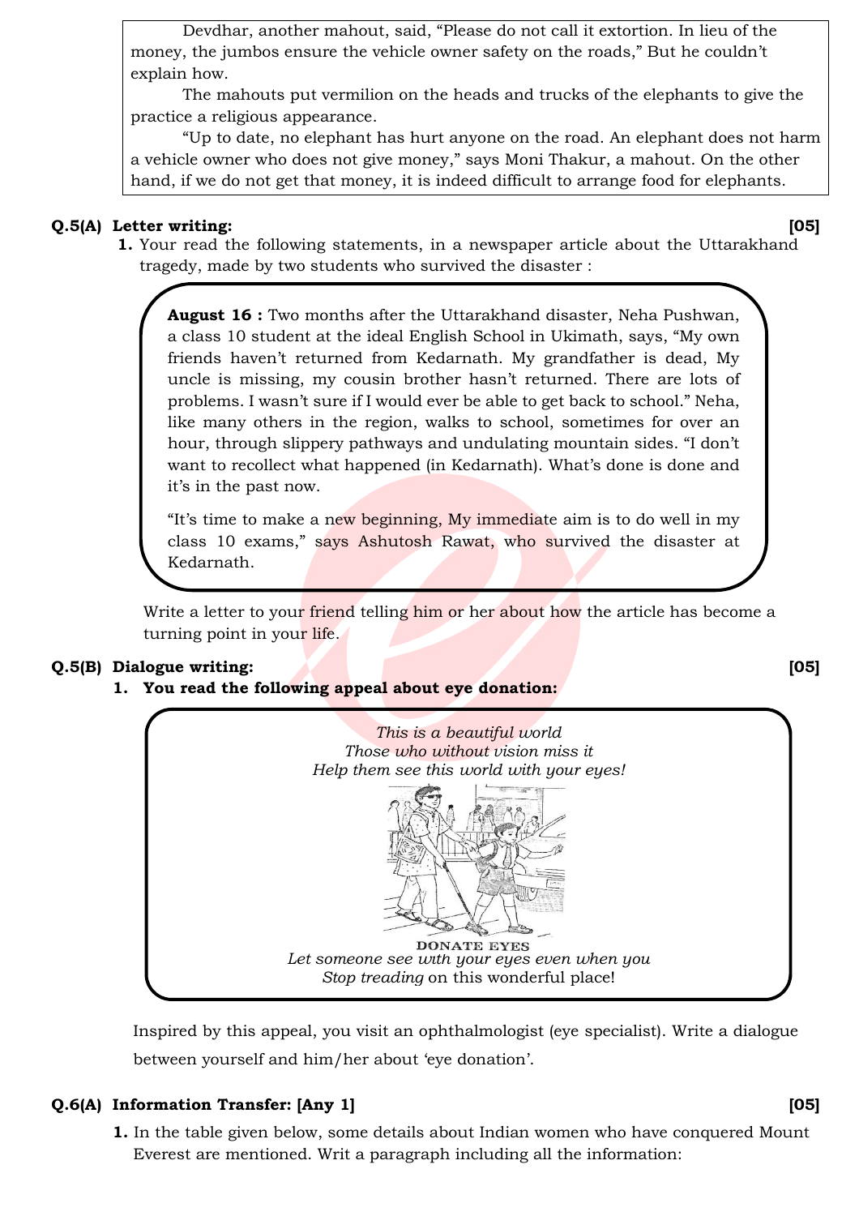Devdhar, another mahout, said, "Please do not call it extortion. In lieu of the money, the jumbos ensure the vehicle owner safety on the roads," But he couldn't explain how.

The mahouts put vermilion on the heads and trucks of the elephants to give the practice a religious appearance.

"Up to date, no elephant has hurt anyone on the road. An elephant does not harm a vehicle owner who does not give money," says Moni Thakur, a mahout. On the other hand, if we do not get that money, it is indeed difficult to arrange food for elephants.

**Q.5(A) Letter writing:** **[05]**

1. Your read the following statements, in a newspaper article about the Uttarakhand tragedy, made by two students who survived the disaster :

> **August 16 :** Two months after the Uttarakhand disaster, Neha Pushwan, a class 10 student at the ideal English School in Ukimath, says, "My own friends haven't returned from Kedarnath. My grandfather is dead, My uncle is missing, my cousin brother hasn't returned. There are lots of problems. I wasn't sure if I would ever be able to get back to school." Neha, like many others in the region, walks to school, sometimes for over an hour, through slippery pathways and undulating mountain sides. "I don't want to recollect what happened (in Kedarnath). What's done is done and it's in the past now.
>
> "It's time to make a new beginning, My immediate aim is to do well in my class 10 exams," says Ashutosh Rawat, who survived the disaster at Kedarnath.

Write a letter to your friend telling him or her about how the article has become a turning point in your life.

**Q.5(B) Dialogue writing:** **[05]**

1. **You read the following appeal about eye donation:**

> *This is a beautiful world*
> *Those who without vision miss it*
> *Help them see this world with your eyes!*
>
> DONATE EYES
>
> *Let someone see with your eyes even when you*
> *Stop treading* on this wonderful place!

Inspired by this appeal, you visit an ophthalmologist (eye specialist). Write a dialogue between yourself and him/her about 'eye donation'.

**Q.6(A) Information Transfer: [Any 1]** **[05]**

1. In the table given below, some details about Indian women who have conquered Mount Everest are mentioned. Writ a paragraph including all the information: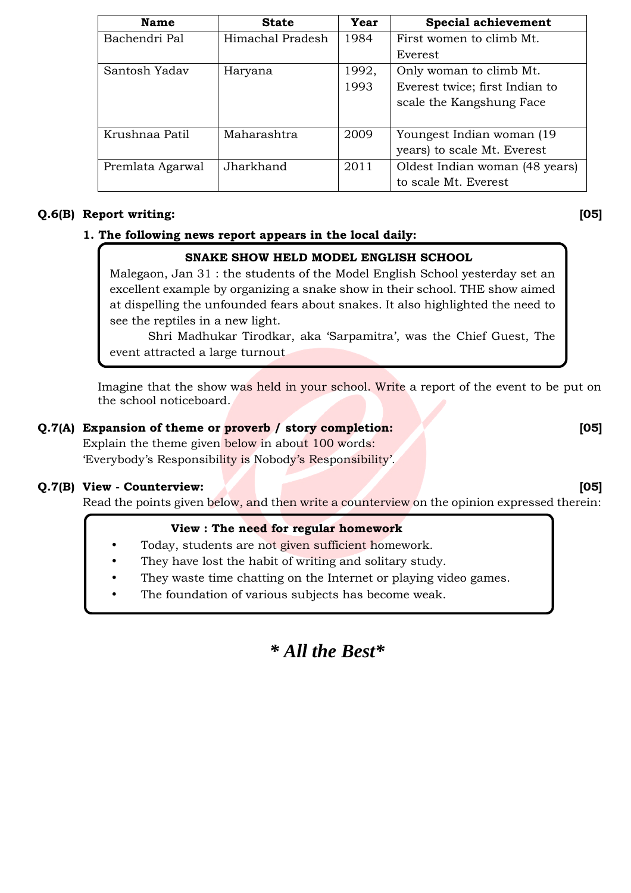| Name | State | Year | Special achievement |
|---|---|---|---|
| Bachendri Pal | Himachal Pradesh | 1984 | First women to climb Mt. Everest |
| Santosh Yadav | Haryana | 1992, 1993 | Only woman to climb Mt. Everest twice; first Indian to scale the Kangshung Face |
| Krushnaa Patil | Maharashtra | 2009 | Youngest Indian woman (19 years) to scale Mt. Everest |
| Premlata Agarwal | Jharkhand | 2011 | Oldest Indian woman (48 years) to scale Mt. Everest |

**Q.6(B) Report writing:** **[05]**

**1. The following news report appears in the local daily:**

> **SNAKE SHOW HELD MODEL ENGLISH SCHOOL**
>
> Malegaon, Jan 31 : the students of the Model English School yesterday set an excellent example by organizing a snake show in their school. THE show aimed at dispelling the unfounded fears about snakes. It also highlighted the need to see the reptiles in a new light.
>
> Shri Madhukar Tirodkar, aka 'Sarpamitra', was the Chief Guest, The event attracted a large turnout

Imagine that the show was held in your school. Write a report of the event to be put on the school noticeboard.

**Q.7(A) Expansion of theme or proverb / story completion:** **[05]**

Explain the theme given below in about 100 words:

'Everybody's Responsibility is Nobody's Responsibility'.

**Q.7(B) View - Counterview:** **[05]**

Read the points given below, and then write a counterview on the opinion expressed therein:

> **View : The need for regular homework**
>
> - Today, students are not given sufficient homework.
> - They have lost the habit of writing and solitary study.
> - They waste time chatting on the Internet or playing video games.
> - The foundation of various subjects has become weak.

***\* All the Best\****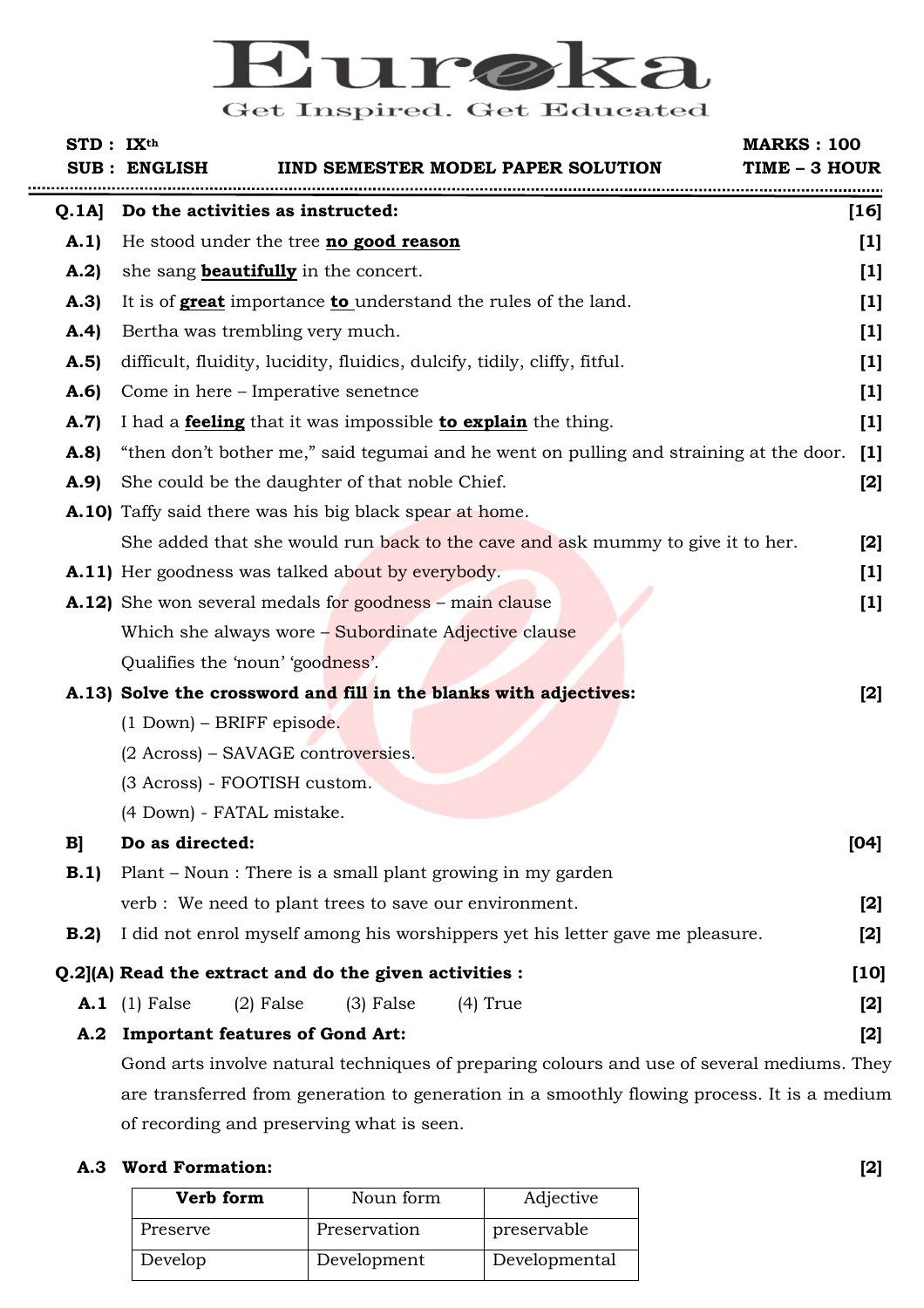# Eureka

Get Inspired. Get Educated

**STD : IX**th **MARKS : 100**

**SUB : ENGLISH** **IIND SEMESTER MODEL PAPER SOLUTION** **TIME – 3 HOUR**

---

**Q.1A] Do the activities as instructed:** **[16]**

**A.1)** He stood under the tree **no good reason** **[1]**

**A.2)** she sang **beautifully** in the concert. **[1]**

**A.3)** It is of **great** importance **to** understand the rules of the land. **[1]**

**A.4)** Bertha was trembling very much. **[1]**

**A.5)** difficult, fluidity, lucidity, fluidics, dulcify, tidily, cliffy, fitful. **[1]**

**A.6)** Come in here – Imperative senetnce **[1]**

**A.7)** I had a **feeling** that it was impossible **to explain** the thing. **[1]**

**A.8)** "then don't bother me," said tegumai and he went on pulling and straining at the door. **[1]**

**A.9)** She could be the daughter of that noble Chief. **[2]**

**A.10)** Taffy said there was his big black spear at home.
She added that she would run back to the cave and ask mummy to give it to her. **[2]**

**A.11)** Her goodness was talked about by everybody. **[1]**

**A.12)** She won several medals for goodness – main clause **[1]**
Which she always wore – Subordinate Adjective clause
Qualifies the 'noun' 'goodness'.

**A.13) Solve the crossword and fill in the blanks with adjectives:** **[2]**
(1 Down) – BRIFF episode.
(2 Across) – SAVAGE controversies.
(3 Across) - FOOTISH custom.
(4 Down) - FATAL mistake.

**B] Do as directed:** **[04]**

**B.1)** Plant – Noun : There is a small plant growing in my garden
verb : We need to plant trees to save our environment. **[2]**

**B.2)** I did not enrol myself among his worshippers yet his letter gave me pleasure. **[2]**

**Q.2](A) Read the extract and do the given activities :** **[10]**

**A.1** (1) False (2) False (3) False (4) True **[2]**

**A.2 Important features of Gond Art:** **[2]**
Gond arts involve natural techniques of preparing colours and use of several mediums. They are transferred from generation to generation in a smoothly flowing process. It is a medium of recording and preserving what is seen.

**A.3 Word Formation:** **[2]**

| Verb form | Noun form | Adjective |
|---|---|---|
| Preserve | Preservation | preservable |
| Develop | Development | Developmental |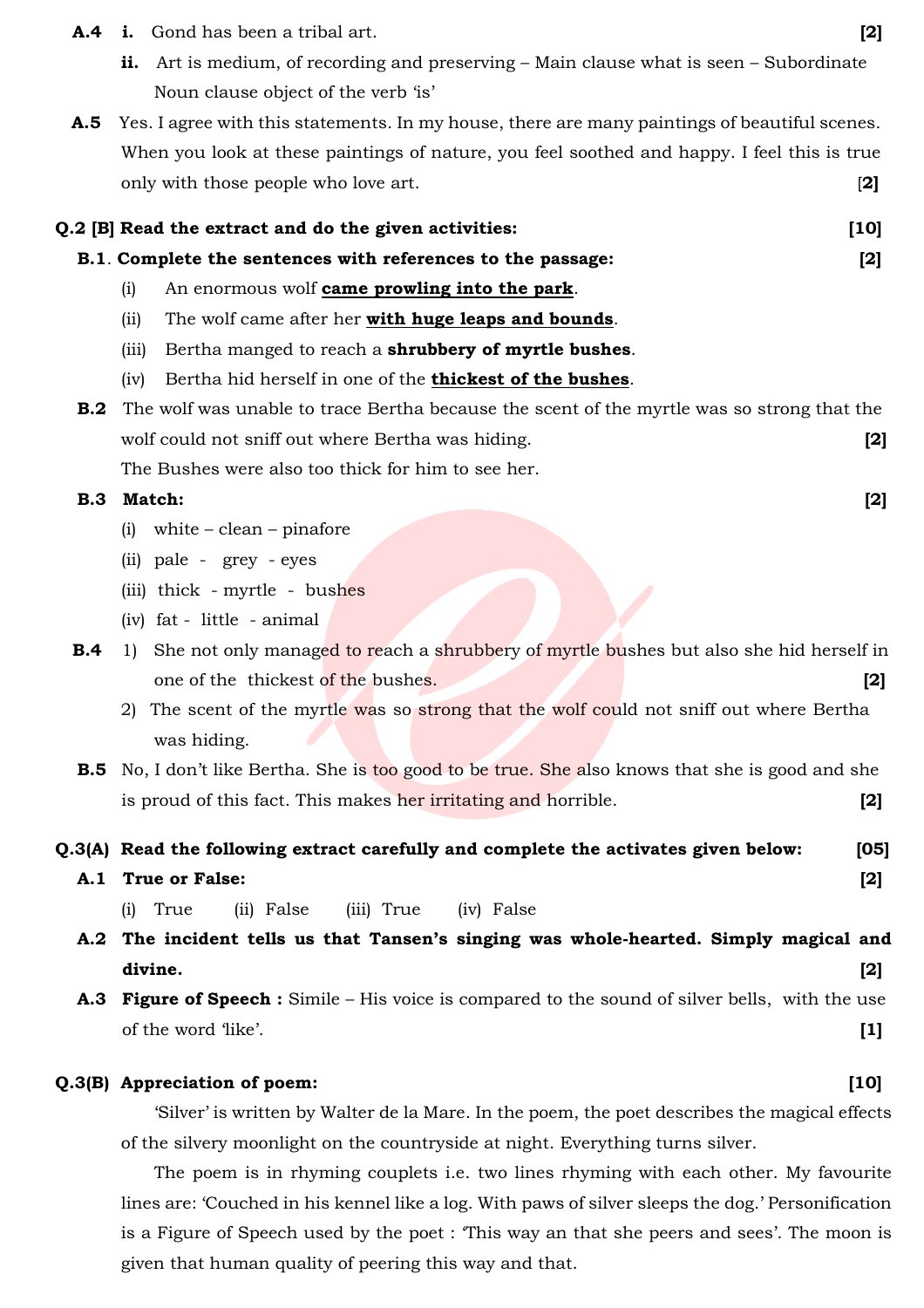**A.4** **i.** Gond has been a tribal art. **[2]**

**ii.** Art is medium, of recording and preserving – Main clause what is seen – Subordinate Noun clause object of the verb 'is'

**A.5** Yes. I agree with this statements. In my house, there are many paintings of beautiful scenes. When you look at these paintings of nature, you feel soothed and happy. I feel this is true only with those people who love art. [**2**]

**Q.2 [B] Read the extract and do the given activities: [10]**

**B.1**. **Complete the sentences with references to the passage: [2]**

(i) An enormous wolf **came prowling into the park**.

(ii) The wolf came after her **with huge leaps and bounds**.

(iii) Bertha manged to reach a **shrubbery of myrtle bushes**.

(iv) Bertha hid herself in one of the **thickest of the bushes**.

**B.2** The wolf was unable to trace Bertha because the scent of the myrtle was so strong that the wolf could not sniff out where Bertha was hiding. **[2]**

The Bushes were also too thick for him to see her.

**B.3** **Match: [2]**

(i) white – clean – pinafore

(ii) pale - grey - eyes

(iii) thick - myrtle - bushes

(iv) fat - little - animal

**B.4** 1) She not only managed to reach a shrubbery of myrtle bushes but also she hid herself in one of the thickest of the bushes. **[2]**

2) The scent of the myrtle was so strong that the wolf could not sniff out where Bertha was hiding.

**B.5** No, I don't like Bertha. She is too good to be true. She also knows that she is good and she is proud of this fact. This makes her irritating and horrible. **[2]**

**Q.3(A) Read the following extract carefully and complete the activates given below: [05]**

**A.1** **True or False: [2]**

(i) True (ii) False (iii) True (iv) False

**A.2** **The incident tells us that Tansen's singing was whole-hearted. Simply magical and divine. [2]**

**A.3** **Figure of Speech :** Simile – His voice is compared to the sound of silver bells, with the use of the word 'like'. **[1]**

**Q.3(B) Appreciation of poem: [10]**

'Silver' is written by Walter de la Mare. In the poem, the poet describes the magical effects of the silvery moonlight on the countryside at night. Everything turns silver.

The poem is in rhyming couplets i.e. two lines rhyming with each other. My favourite lines are: 'Couched in his kennel like a log. With paws of silver sleeps the dog.' Personification is a Figure of Speech used by the poet : 'This way an that she peers and sees'. The moon is given that human quality of peering this way and that.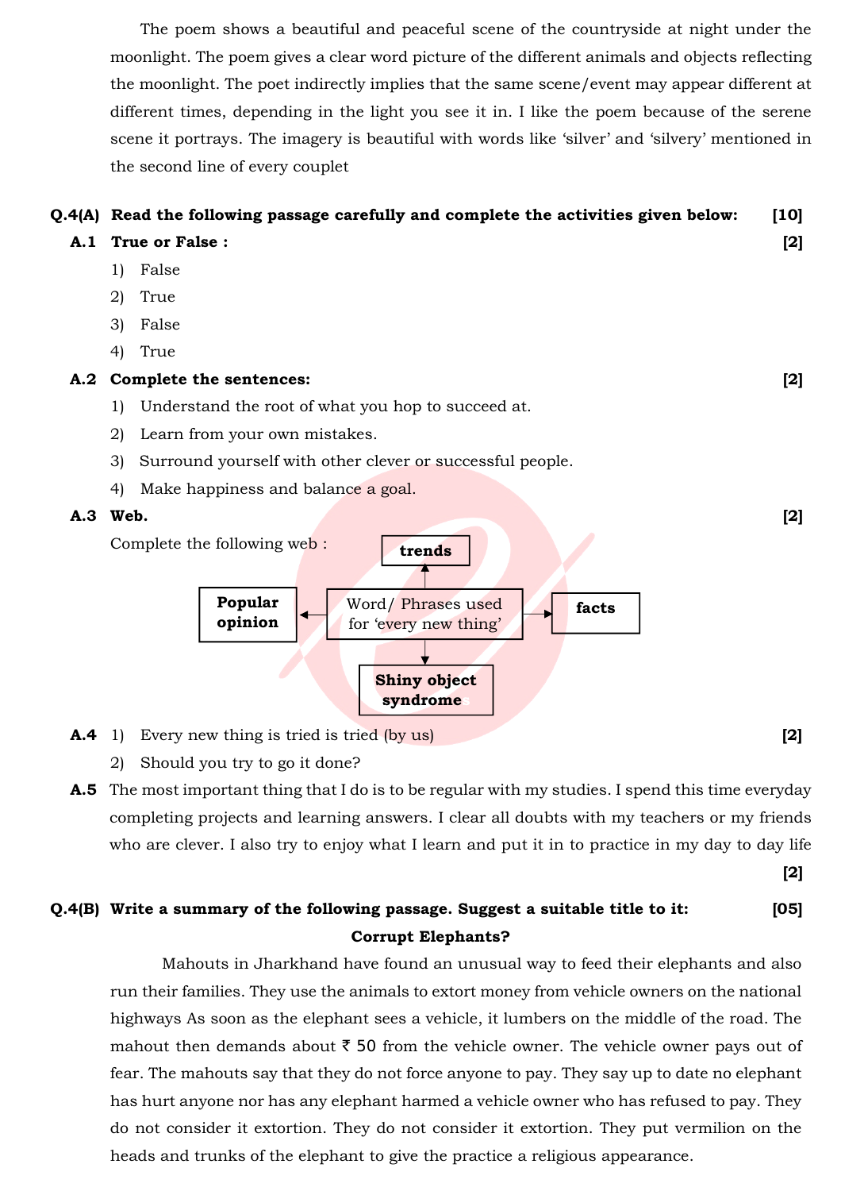The poem shows a beautiful and peaceful scene of the countryside at night under the moonlight. The poem gives a clear word picture of the different animals and objects reflecting the moonlight. The poet indirectly implies that the same scene/event may appear different at different times, depending in the light you see it in. I like the poem because of the serene scene it portrays. The imagery is beautiful with words like 'silver' and 'silvery' mentioned in the second line of every couplet

**Q.4(A) Read the following passage carefully and complete the activities given below: [10]**

**A.1 True or False : [2]**

1) False
2) True
3) False
4) True

**A.2 Complete the sentences: [2]**

1) Understand the root of what you hop to succeed at.
2) Learn from your own mistakes.
3) Surround yourself with other clever or successful people.
4) Make happiness and balance a goal.

**A.3 Web. [2]**

Complete the following web :

Word/ Phrases used for 'every new thing'
- **trends**
- **facts**
- **Shiny object syndrome**
- **Popular opinion**

**A.4** 1) Every new thing is tried is tried (by us) **[2]**

2) Should you try to go it done?

**A.5** The most important thing that I do is to be regular with my studies. I spend this time everyday completing projects and learning answers. I clear all doubts with my teachers or my friends who are clever. I also try to enjoy what I learn and put it in to practice in my day to day life **[2]**

**Q.4(B) Write a summary of the following passage. Suggest a suitable title to it: [05]**

**Corrupt Elephants?**

Mahouts in Jharkhand have found an unusual way to feed their elephants and also run their families. They use the animals to extort money from vehicle owners on the national highways As soon as the elephant sees a vehicle, it lumbers on the middle of the road. The mahout then demands about ₹ 50 from the vehicle owner. The vehicle owner pays out of fear. The mahouts say that they do not force anyone to pay. They say up to date no elephant has hurt anyone nor has any elephant harmed a vehicle owner who has refused to pay. They do not consider it extortion. They do not consider it extortion. They put vermilion on the heads and trunks of the elephant to give the practice a religious appearance.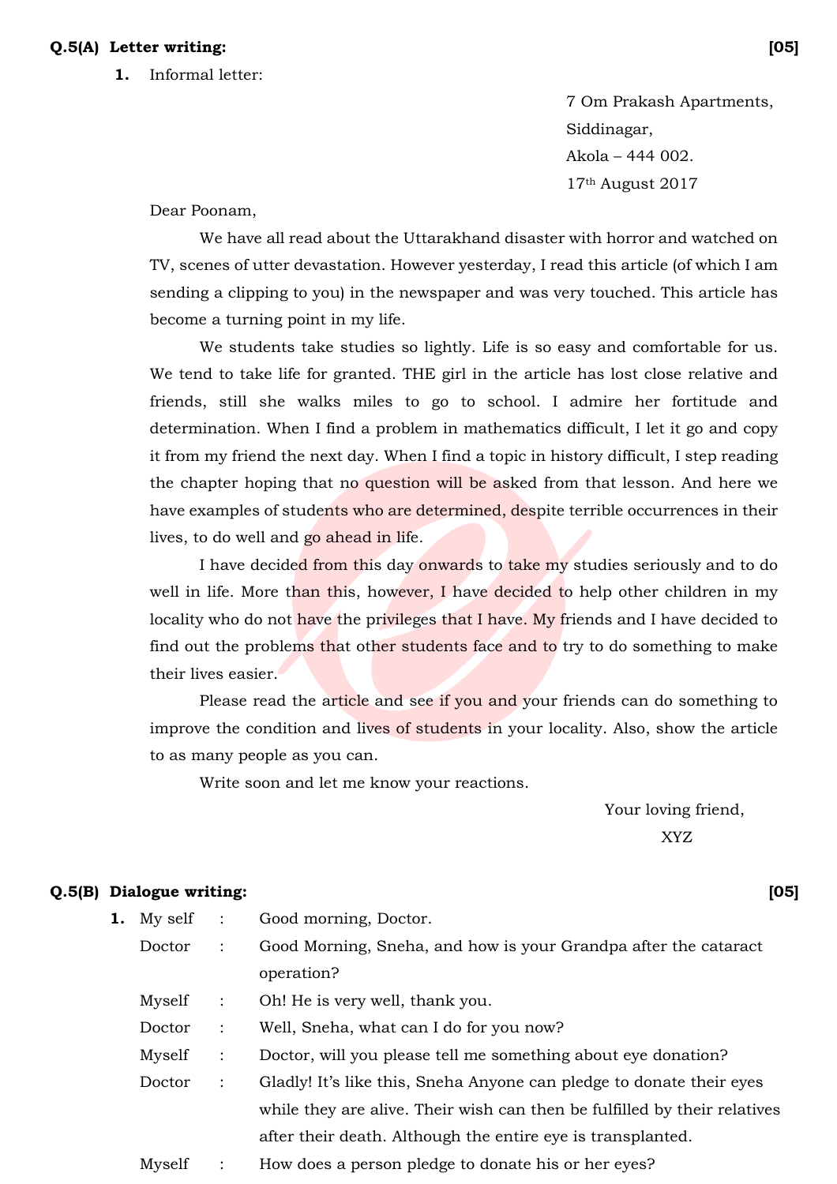**Q.5(A) Letter writing:** **[05]**

**1.** Informal letter:

7 Om Prakash Apartments,
Siddinagar,
Akola – 444 002.
17th August 2017

Dear Poonam,

We have all read about the Uttarakhand disaster with horror and watched on TV, scenes of utter devastation. However yesterday, I read this article (of which I am sending a clipping to you) in the newspaper and was very touched. This article has become a turning point in my life.

We students take studies so lightly. Life is so easy and comfortable for us. We tend to take life for granted. THE girl in the article has lost close relative and friends, still she walks miles to go to school. I admire her fortitude and determination. When I find a problem in mathematics difficult, I let it go and copy it from my friend the next day. When I find a topic in history difficult, I step reading the chapter hoping that no question will be asked from that lesson. And here we have examples of students who are determined, despite terrible occurrences in their lives, to do well and go ahead in life.

I have decided from this day onwards to take my studies seriously and to do well in life. More than this, however, I have decided to help other children in my locality who do not have the privileges that I have. My friends and I have decided to find out the problems that other students face and to try to do something to make their lives easier.

Please read the article and see if you and your friends can do something to improve the condition and lives of students in your locality. Also, show the article to as many people as you can.

Write soon and let me know your reactions.

Your loving friend,
XYZ

**Q.5(B) Dialogue writing:** **[05]**

**1.**

| | | |
|---|---|---|
| My self | : | Good morning, Doctor. |
| Doctor | : | Good Morning, Sneha, and how is your Grandpa after the cataract operation? |
| Myself | : | Oh! He is very well, thank you. |
| Doctor | : | Well, Sneha, what can I do for you now? |
| Myself | : | Doctor, will you please tell me something about eye donation? |
| Doctor | : | Gladly! It's like this, Sneha Anyone can pledge to donate their eyes while they are alive. Their wish can then be fulfilled by their relatives after their death. Although the entire eye is transplanted. |
| Myself | : | How does a person pledge to donate his or her eyes? |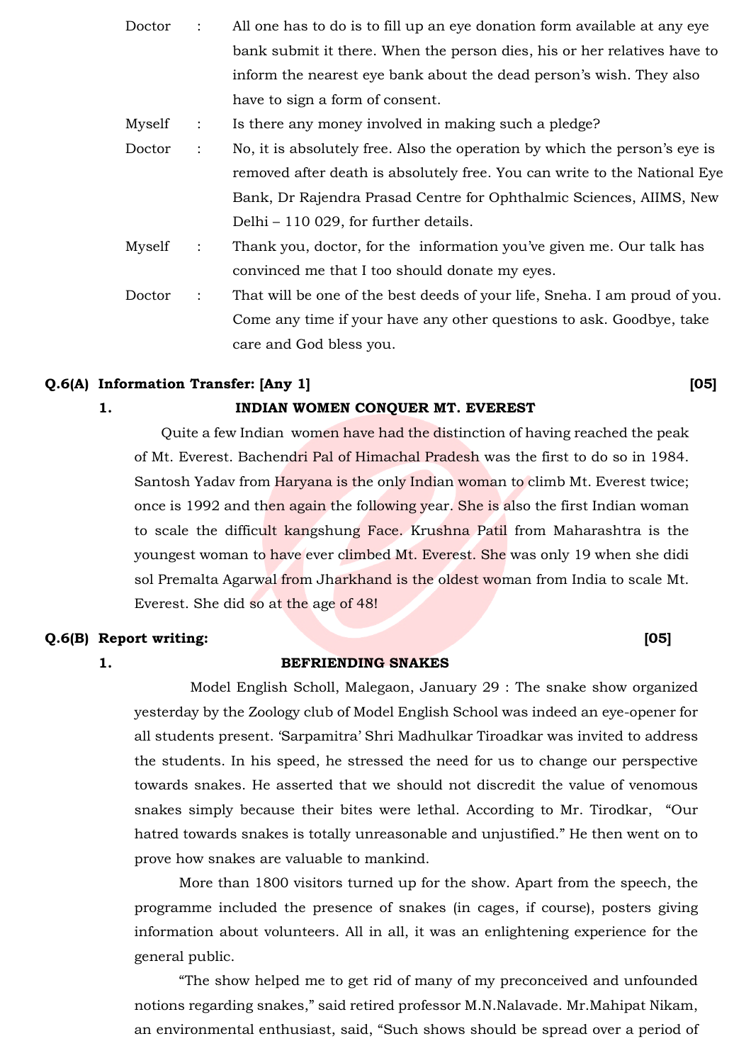Doctor : All one has to do is to fill up an eye donation form available at any eye bank submit it there. When the person dies, his or her relatives have to inform the nearest eye bank about the dead person's wish. They also have to sign a form of consent.

Myself : Is there any money involved in making such a pledge?

Doctor : No, it is absolutely free. Also the operation by which the person's eye is removed after death is absolutely free. You can write to the National Eye Bank, Dr Rajendra Prasad Centre for Ophthalmic Sciences, AIIMS, New Delhi – 110 029, for further details.

Myself : Thank you, doctor, for the information you've given me. Our talk has convinced me that I too should donate my eyes.

Doctor : That will be one of the best deeds of your life, Sneha. I am proud of you. Come any time if your have any other questions to ask. Goodbye, take care and God bless you.

**Q.6(A) Information Transfer: [Any 1]** **[05]**

**1. INDIAN WOMEN CONQUER MT. EVEREST**

Quite a few Indian women have had the distinction of having reached the peak of Mt. Everest. Bachendri Pal of Himachal Pradesh was the first to do so in 1984. Santosh Yadav from Haryana is the only Indian woman to climb Mt. Everest twice; once is 1992 and then again the following year. She is also the first Indian woman to scale the difficult kangshung Face. Krushna Patil from Maharashtra is the youngest woman to have ever climbed Mt. Everest. She was only 19 when she didi sol Premalta Agarwal from Jharkhand is the oldest woman from India to scale Mt. Everest. She did so at the age of 48!

**Q.6(B) Report writing:** **[05]**

**1. BEFRIENDING SNAKES**

Model English Scholl, Malegaon, January 29 : The snake show organized yesterday by the Zoology club of Model English School was indeed an eye-opener for all students present. 'Sarpamitra' Shri Madhulkar Tiroadkar was invited to address the students. In his speed, he stressed the need for us to change our perspective towards snakes. He asserted that we should not discredit the value of venomous snakes simply because their bites were lethal. According to Mr. Tirodkar, "Our hatred towards snakes is totally unreasonable and unjustified." He then went on to prove how snakes are valuable to mankind.

More than 1800 visitors turned up for the show. Apart from the speech, the programme included the presence of snakes (in cages, if course), posters giving information about volunteers. All in all, it was an enlightening experience for the general public.

"The show helped me to get rid of many of my preconceived and unfounded notions regarding snakes," said retired professor M.N.Nalavade. Mr.Mahipat Nikam, an environmental enthusiast, said, "Such shows should be spread over a period of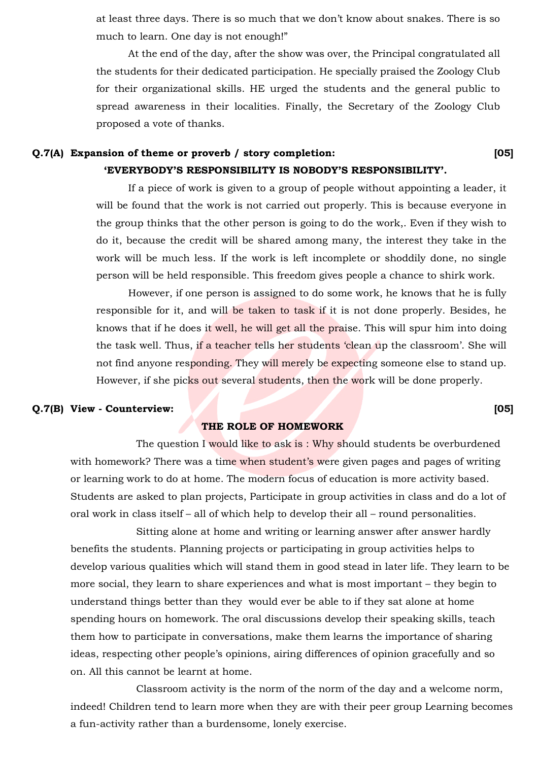at least three days. There is so much that we don't know about snakes. There is so much to learn. One day is not enough!"

At the end of the day, after the show was over, the Principal congratulated all the students for their dedicated participation. He specially praised the Zoology Club for their organizational skills. HE urged the students and the general public to spread awareness in their localities. Finally, the Secretary of the Zoology Club proposed a vote of thanks.

**Q.7(A) Expansion of theme or proverb / story completion: [05]**

**'EVERYBODY'S RESPONSIBILITY IS NOBODY'S RESPONSIBILITY'.**

If a piece of work is given to a group of people without appointing a leader, it will be found that the work is not carried out properly. This is because everyone in the group thinks that the other person is going to do the work,. Even if they wish to do it, because the credit will be shared among many, the interest they take in the work will be much less. If the work is left incomplete or shoddily done, no single person will be held responsible. This freedom gives people a chance to shirk work.

However, if one person is assigned to do some work, he knows that he is fully responsible for it, and will be taken to task if it is not done properly. Besides, he knows that if he does it well, he will get all the praise. This will spur him into doing the task well. Thus, if a teacher tells her students 'clean up the classroom'. She will not find anyone responding. They will merely be expecting someone else to stand up. However, if she picks out several students, then the work will be done properly.

**Q.7(B) View - Counterview: [05]**

**THE ROLE OF HOMEWORK**

The question I would like to ask is : Why should students be overburdened with homework? There was a time when student's were given pages and pages of writing or learning work to do at home. The modern focus of education is more activity based. Students are asked to plan projects, Participate in group activities in class and do a lot of oral work in class itself – all of which help to develop their all – round personalities.

Sitting alone at home and writing or learning answer after answer hardly benefits the students. Planning projects or participating in group activities helps to develop various qualities which will stand them in good stead in later life. They learn to be more social, they learn to share experiences and what is most important – they begin to understand things better than they would ever be able to if they sat alone at home spending hours on homework. The oral discussions develop their speaking skills, teach them how to participate in conversations, make them learns the importance of sharing ideas, respecting other people's opinions, airing differences of opinion gracefully and so on. All this cannot be learnt at home.

Classroom activity is the norm of the norm of the day and a welcome norm, indeed! Children tend to learn more when they are with their peer group Learning becomes a fun-activity rather than a burdensome, lonely exercise.